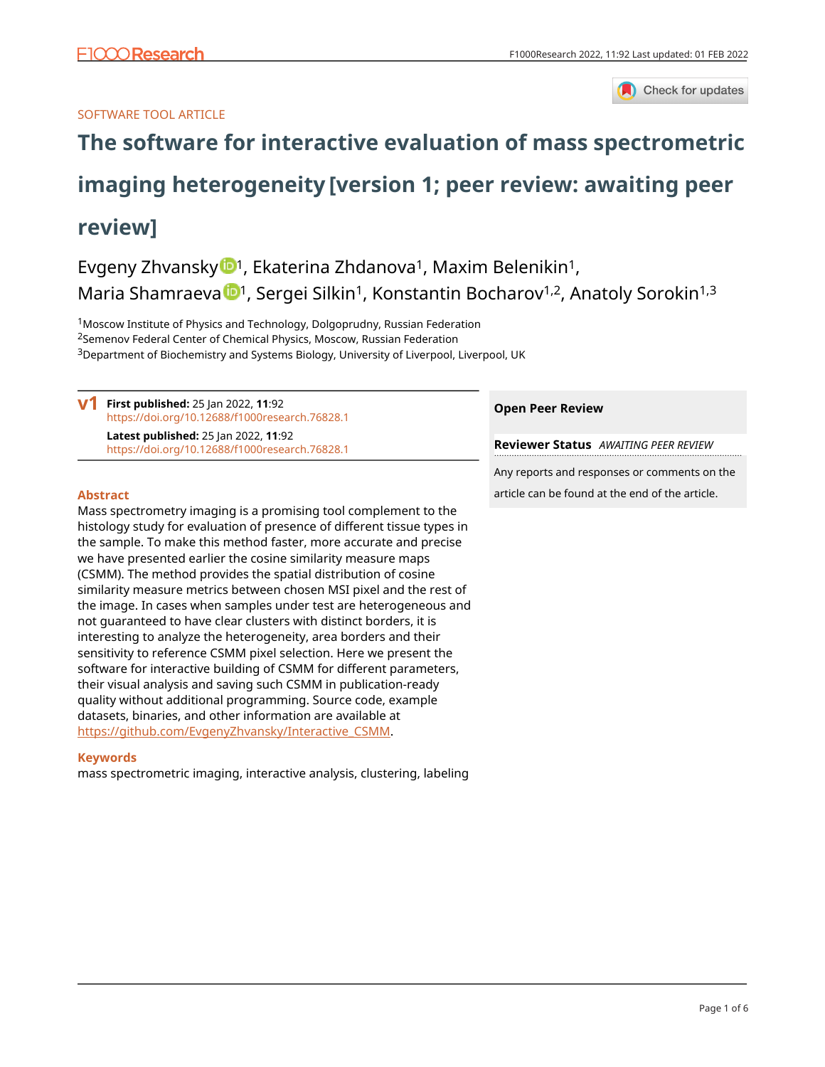SOFTWARE TOOL ARTICLE

# The software for interactive evaluation of mass spectrometric imaging heterogeneity [version 1; peer review: awaiting peer review]

Evgeny Zhvansky[1], Ekaterina Zhdanova[1], Maxim Belenikin[1], Maria Shamraeva[1], Sergei Silkin[1], Konstantin Bocharov[1,2], Anatoly Sorokin[1,3]

[1]Moscow Institute of Physics and Technology, Dolgoprudny, Russian Federation
[2]Semenov Federal Center of Chemical Physics, Moscow, Russian Federation
[3]Department of Biochemistry and Systems Biology, University of Liverpool, Liverpool, UK

**v1** **First published:** 25 Jan 2022, **11**:92
https://doi.org/10.12688/f1000research.76828.1

**Latest published:** 25 Jan 2022, **11**:92
https://doi.org/10.12688/f1000research.76828.1

**Open Peer Review**

**Reviewer Status** *AWAITING PEER REVIEW*

Any reports and responses or comments on the article can be found at the end of the article.

## Abstract

Mass spectrometry imaging is a promising tool complement to the histology study for evaluation of presence of different tissue types in the sample. To make this method faster, more accurate and precise we have presented earlier the cosine similarity measure maps (CSMM). The method provides the spatial distribution of cosine similarity measure metrics between chosen MSI pixel and the rest of the image. In cases when samples under test are heterogeneous and not guaranteed to have clear clusters with distinct borders, it is interesting to analyze the heterogeneity, area borders and their sensitivity to reference CSMM pixel selection. Here we present the software for interactive building of CSMM for different parameters, their visual analysis and saving such CSMM in publication-ready quality without additional programming. Source code, example datasets, binaries, and other information are available at https://github.com/EvgenyZhvansky/Interactive_CSMM.

## Keywords

mass spectrometric imaging, interactive analysis, clustering, labeling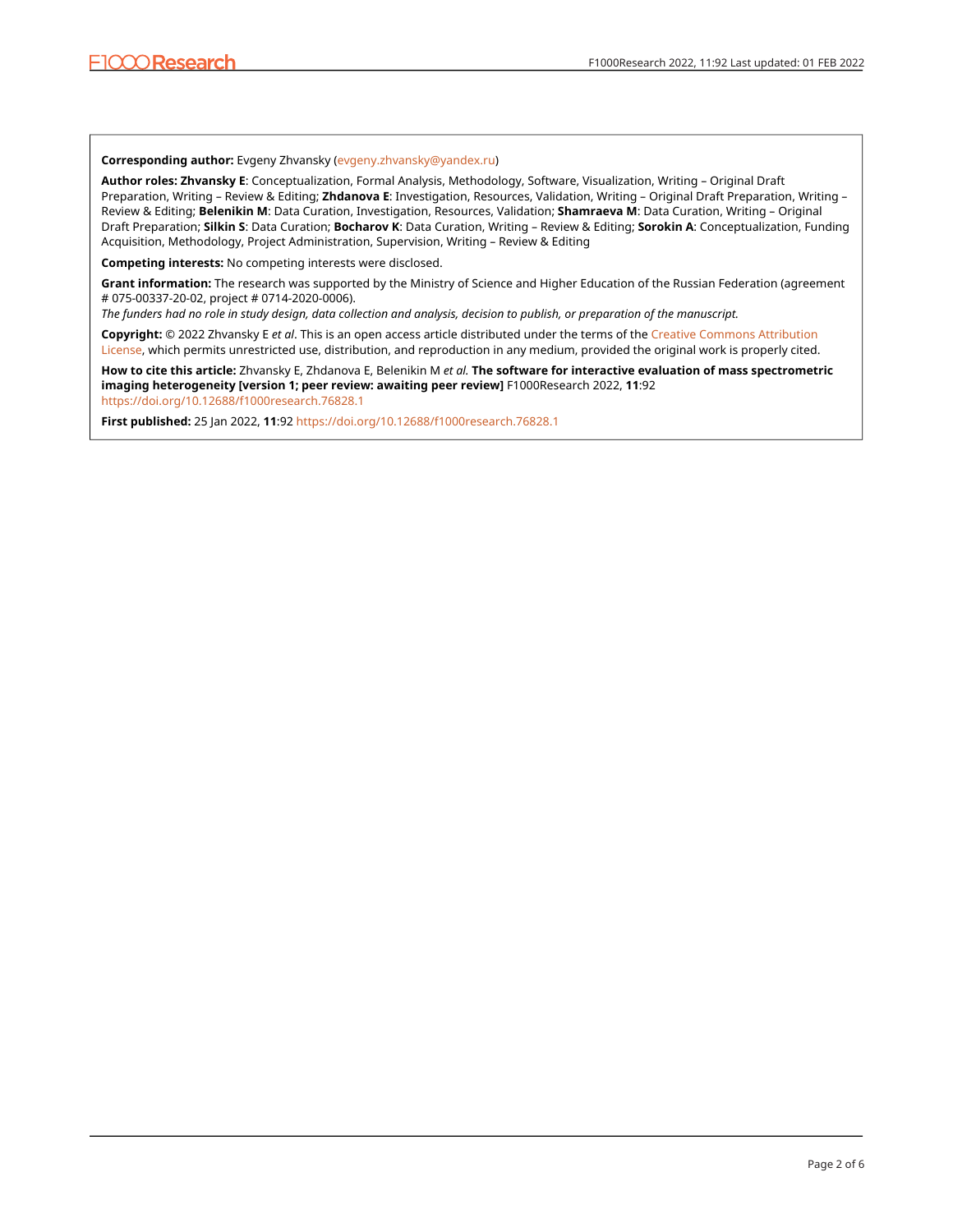**Corresponding author:** Evgeny Zhvansky (evgeny.zhvansky@yandex.ru)

**Author roles: Zhvansky E**: Conceptualization, Formal Analysis, Methodology, Software, Visualization, Writing – Original Draft Preparation, Writing – Review & Editing; **Zhdanova E**: Investigation, Resources, Validation, Writing – Original Draft Preparation, Writing – Review & Editing; **Belenikin M**: Data Curation, Investigation, Resources, Validation; **Shamraeva M**: Data Curation, Writing – Original Draft Preparation; **Silkin S**: Data Curation; **Bocharov K**: Data Curation, Writing – Review & Editing; **Sorokin A**: Conceptualization, Funding Acquisition, Methodology, Project Administration, Supervision, Writing – Review & Editing

**Competing interests:** No competing interests were disclosed.

**Grant information:** The research was supported by the Ministry of Science and Higher Education of the Russian Federation (agreement # 075-00337-20-02, project # 0714-2020-0006).

*The funders had no role in study design, data collection and analysis, decision to publish, or preparation of the manuscript.*

**Copyright:** © 2022 Zhvansky E *et al*. This is an open access article distributed under the terms of the Creative Commons Attribution License, which permits unrestricted use, distribution, and reproduction in any medium, provided the original work is properly cited.

**How to cite this article:** Zhvansky E, Zhdanova E, Belenikin M *et al.* **The software for interactive evaluation of mass spectrometric imaging heterogeneity [version 1; peer review: awaiting peer review]** F1000Research 2022, **11**:92 https://doi.org/10.12688/f1000research.76828.1

**First published:** 25 Jan 2022, **11**:92 https://doi.org/10.12688/f1000research.76828.1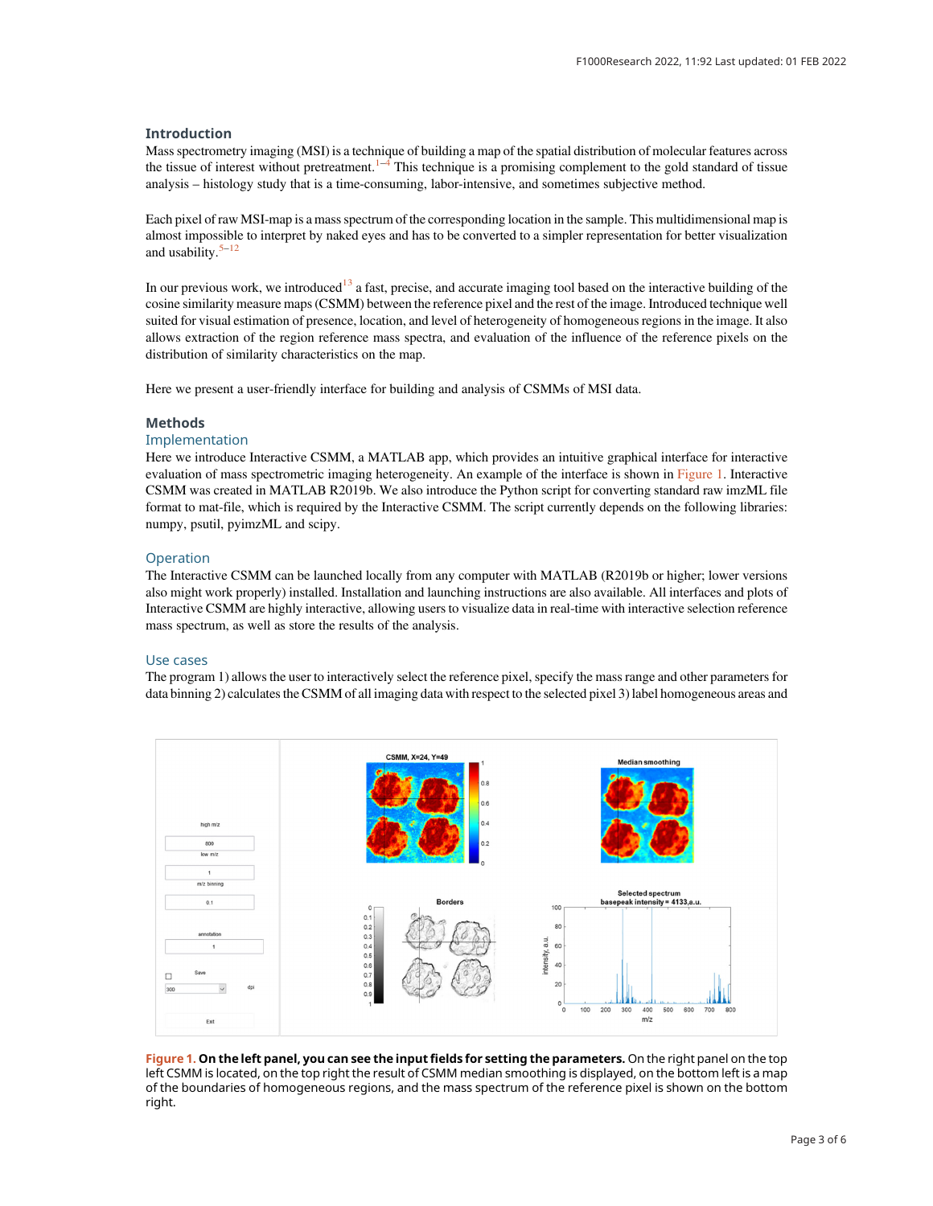## Introduction

Mass spectrometry imaging (MSI) is a technique of building a map of the spatial distribution of molecular features across the tissue of interest without pretreatment.[1–4] This technique is a promising complement to the gold standard of tissue analysis – histology study that is a time-consuming, labor-intensive, and sometimes subjective method.

Each pixel of raw MSI-map is a mass spectrum of the corresponding location in the sample. This multidimensional map is almost impossible to interpret by naked eyes and has to be converted to a simpler representation for better visualization and usability.[5–12]

In our previous work, we introduced[13] a fast, precise, and accurate imaging tool based on the interactive building of the cosine similarity measure maps (CSMM) between the reference pixel and the rest of the image. Introduced technique well suited for visual estimation of presence, location, and level of heterogeneity of homogeneous regions in the image. It also allows extraction of the region reference mass spectra, and evaluation of the influence of the reference pixels on the distribution of similarity characteristics on the map.

Here we present a user-friendly interface for building and analysis of CSMMs of MSI data.

## Methods

### Implementation

Here we introduce Interactive CSMM, a MATLAB app, which provides an intuitive graphical interface for interactive evaluation of mass spectrometric imaging heterogeneity. An example of the interface is shown in Figure 1. Interactive CSMM was created in MATLAB R2019b. We also introduce the Python script for converting standard raw imzML file format to mat-file, which is required by the Interactive CSMM. The script currently depends on the following libraries: numpy, psutil, pyimzML and scipy.

### Operation

The Interactive CSMM can be launched locally from any computer with MATLAB (R2019b or higher; lower versions also might work properly) installed. Installation and launching instructions are also available. All interfaces and plots of Interactive CSMM are highly interactive, allowing users to visualize data in real-time with interactive selection reference mass spectrum, as well as store the results of the analysis.

### Use cases

The program 1) allows the user to interactively select the reference pixel, specify the mass range and other parameters for data binning 2) calculates the CSMM of all imaging data with respect to the selected pixel 3) label homogeneous areas and

**Figure 1. On the left panel, you can see the input fields for setting the parameters.** On the right panel on the top left CSMM is located, on the top right the result of CSMM median smoothing is displayed, on the bottom left is a map of the boundaries of homogeneous regions, and the mass spectrum of the reference pixel is shown on the bottom right.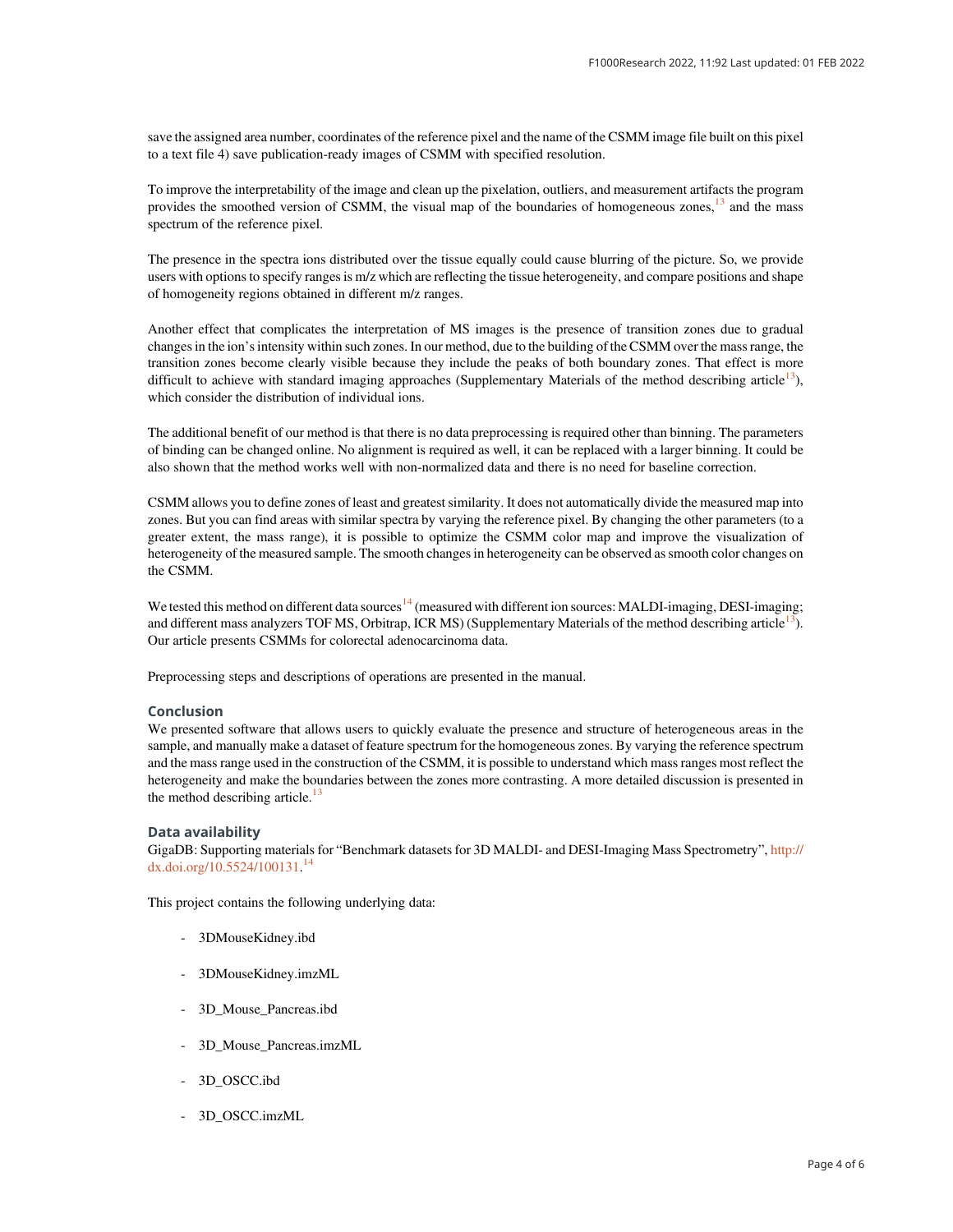save the assigned area number, coordinates of the reference pixel and the name of the CSMM image file built on this pixel to a text file 4) save publication-ready images of CSMM with specified resolution.

To improve the interpretability of the image and clean up the pixelation, outliers, and measurement artifacts the program provides the smoothed version of CSMM, the visual map of the boundaries of homogeneous zones,[13] and the mass spectrum of the reference pixel.

The presence in the spectra ions distributed over the tissue equally could cause blurring of the picture. So, we provide users with options to specify ranges is m/z which are reflecting the tissue heterogeneity, and compare positions and shape of homogeneity regions obtained in different m/z ranges.

Another effect that complicates the interpretation of MS images is the presence of transition zones due to gradual changes in the ion's intensity within such zones. In our method, due to the building of the CSMM over the mass range, the transition zones become clearly visible because they include the peaks of both boundary zones. That effect is more difficult to achieve with standard imaging approaches (Supplementary Materials of the method describing article[13]), which consider the distribution of individual ions.

The additional benefit of our method is that there is no data preprocessing is required other than binning. The parameters of binding can be changed online. No alignment is required as well, it can be replaced with a larger binning. It could be also shown that the method works well with non-normalized data and there is no need for baseline correction.

CSMM allows you to define zones of least and greatest similarity. It does not automatically divide the measured map into zones. But you can find areas with similar spectra by varying the reference pixel. By changing the other parameters (to a greater extent, the mass range), it is possible to optimize the CSMM color map and improve the visualization of heterogeneity of the measured sample. The smooth changes in heterogeneity can be observed as smooth color changes on the CSMM.

We tested this method on different data sources[14] (measured with different ion sources: MALDI-imaging, DESI-imaging; and different mass analyzers TOF MS, Orbitrap, ICR MS) (Supplementary Materials of the method describing article[13]). Our article presents CSMMs for colorectal adenocarcinoma data.

Preprocessing steps and descriptions of operations are presented in the manual.

## Conclusion

We presented software that allows users to quickly evaluate the presence and structure of heterogeneous areas in the sample, and manually make a dataset of feature spectrum for the homogeneous zones. By varying the reference spectrum and the mass range used in the construction of the CSMM, it is possible to understand which mass ranges most reflect the heterogeneity and make the boundaries between the zones more contrasting. A more detailed discussion is presented in the method describing article.[13]

## Data availability

GigaDB: Supporting materials for "Benchmark datasets for 3D MALDI- and DESI-Imaging Mass Spectrometry", http://dx.doi.org/10.5524/100131.[14]

This project contains the following underlying data:

- 3DMouseKidney.ibd
- 3DMouseKidney.imzML
- 3D_Mouse_Pancreas.ibd
- 3D_Mouse_Pancreas.imzML
- 3D_OSCC.ibd
- 3D_OSCC.imzML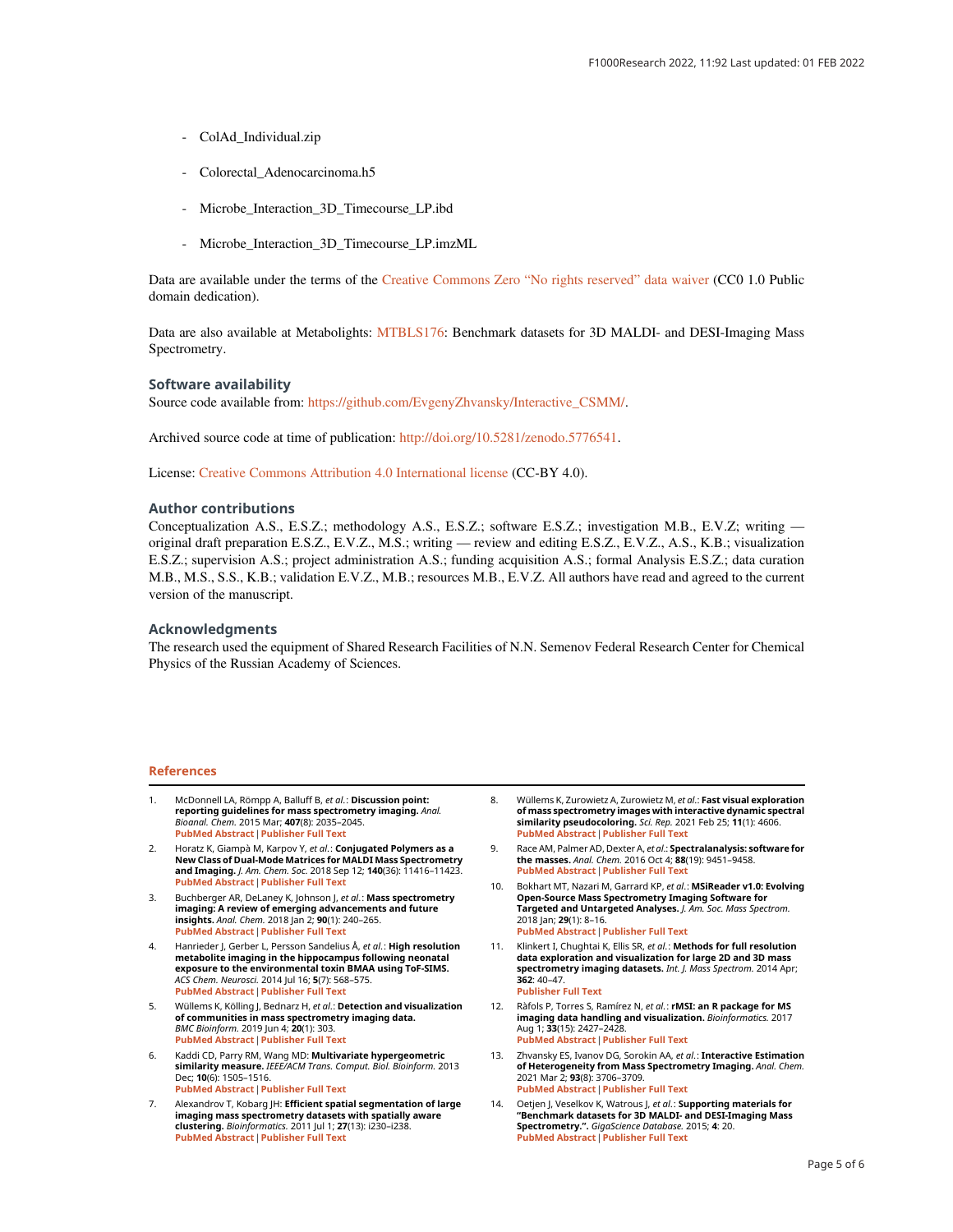- ColAd_Individual.zip

- Colorectal_Adenocarcinoma.h5

- Microbe_Interaction_3D_Timecourse_LP.ibd

- Microbe_Interaction_3D_Timecourse_LP.imzML

Data are available under the terms of the Creative Commons Zero "No rights reserved" data waiver (CC0 1.0 Public domain dedication).

Data are also available at Metabolights: MTBLS176: Benchmark datasets for 3D MALDI- and DESI-Imaging Mass Spectrometry.

## Software availability

Source code available from: https://github.com/EvgenyZhvansky/Interactive_CSMM/.

Archived source code at time of publication: http://doi.org/10.5281/zenodo.5776541.

License: Creative Commons Attribution 4.0 International license (CC-BY 4.0).

## Author contributions

Conceptualization A.S., E.S.Z.; methodology A.S., E.S.Z.; software E.S.Z.; investigation M.B., E.V.Z; writing — original draft preparation E.S.Z., E.V.Z., M.S.; writing — review and editing E.S.Z., E.V.Z., A.S., K.B.; visualization E.S.Z.; supervision A.S.; project administration A.S.; funding acquisition A.S.; formal Analysis E.S.Z.; data curation M.B., M.S., S.S., K.B.; validation E.V.Z., M.B.; resources M.B., E.V.Z. All authors have read and agreed to the current version of the manuscript.

## Acknowledgments

The research used the equipment of Shared Research Facilities of N.N. Semenov Federal Research Center for Chemical Physics of the Russian Academy of Sciences.

## References

1. McDonnell LA, Römpp A, Balluff B, *et al.*: **Discussion point: reporting guidelines for mass spectrometry imaging.** *Anal. Bioanal. Chem.* 2015 Mar; **407**(8): 2035–2045. PubMed Abstract | Publisher Full Text

2. Horatz K, Giampà M, Karpov Y, *et al.*: **Conjugated Polymers as a New Class of Dual-Mode Matrices for MALDI Mass Spectrometry and Imaging.** *J. Am. Chem. Soc.* 2018 Sep 12; **140**(36): 11416–11423. PubMed Abstract | Publisher Full Text

3. Buchberger AR, DeLaney K, Johnson J, *et al.*: **Mass spectrometry imaging: A review of emerging advancements and future insights.** *Anal. Chem.* 2018 Jan 2; **90**(1): 240–265. PubMed Abstract | Publisher Full Text

4. Hanrieder J, Gerber L, Persson Sandelius Å, *et al.*: **High resolution metabolite imaging in the hippocampus following neonatal exposure to the environmental toxin BMAA using ToF-SIMS.** *ACS Chem. Neurosci.* 2014 Jul 16; **5**(7): 568–575. PubMed Abstract | Publisher Full Text

5. Wüllems K, Kölling J, Bednarz H, *et al.*: **Detection and visualization of communities in mass spectrometry imaging data.** *BMC Bioinform.* 2019 Jun 4; **20**(1): 303. PubMed Abstract | Publisher Full Text

6. Kaddi CD, Parry RM, Wang MD: **Multivariate hypergeometric similarity measure.** *IEEE/ACM Trans. Comput. Biol. Bioinform.* 2013 Dec; **10**(6): 1505–1516. PubMed Abstract | Publisher Full Text

7. Alexandrov T, Kobarg JH: **Efficient spatial segmentation of large imaging mass spectrometry datasets with spatially aware clustering.** *Bioinformatics.* 2011 Jul 1; **27**(13): i230–i238. PubMed Abstract | Publisher Full Text

8. Wüllems K, Zurowietz A, Zurowietz M, *et al.*: **Fast visual exploration of mass spectrometry images with interactive dynamic spectral similarity pseudocoloring.** *Sci. Rep.* 2021 Feb 25; **11**(1): 4606. PubMed Abstract | Publisher Full Text

9. Race AM, Palmer AD, Dexter A, *et al.*: **Spectralanalysis: software for the masses.** *Anal. Chem.* 2016 Oct 4; **88**(19): 9451–9458. PubMed Abstract | Publisher Full Text

10. Bokhart MT, Nazari M, Garrard KP, *et al.*: **MSiReader v1.0: Evolving Open-Source Mass Spectrometry Imaging Software for Targeted and Untargeted Analyses.** *J. Am. Soc. Mass Spectrom.* 2018 Jan; **29**(1): 8–16. PubMed Abstract | Publisher Full Text

11. Klinkert I, Chughtai K, Ellis SR, *et al.*: **Methods for full resolution data exploration and visualization for large 2D and 3D mass spectrometry imaging datasets.** *Int. J. Mass Spectrom.* 2014 Apr; **362**: 40–47. Publisher Full Text

12. Ràfols P, Torres S, Ramírez N, *et al.*: **rMSI: an R package for MS imaging data handling and visualization.** *Bioinformatics.* 2017 Aug 1; **33**(15): 2427–2428. PubMed Abstract | Publisher Full Text

13. Zhvansky ES, Ivanov DG, Sorokin AA, *et al.*: **Interactive Estimation of Heterogeneity from Mass Spectrometry Imaging.** *Anal. Chem.* 2021 Mar 2; **93**(8): 3706–3709. PubMed Abstract | Publisher Full Text

14. Oetjen J, Veselkov K, Watrous J, *et al.*: **Supporting materials for "Benchmark datasets for 3D MALDI- and DESI-Imaging Mass Spectrometry.".** *GigaScience Database.* 2015; **4**: 20. PubMed Abstract | Publisher Full Text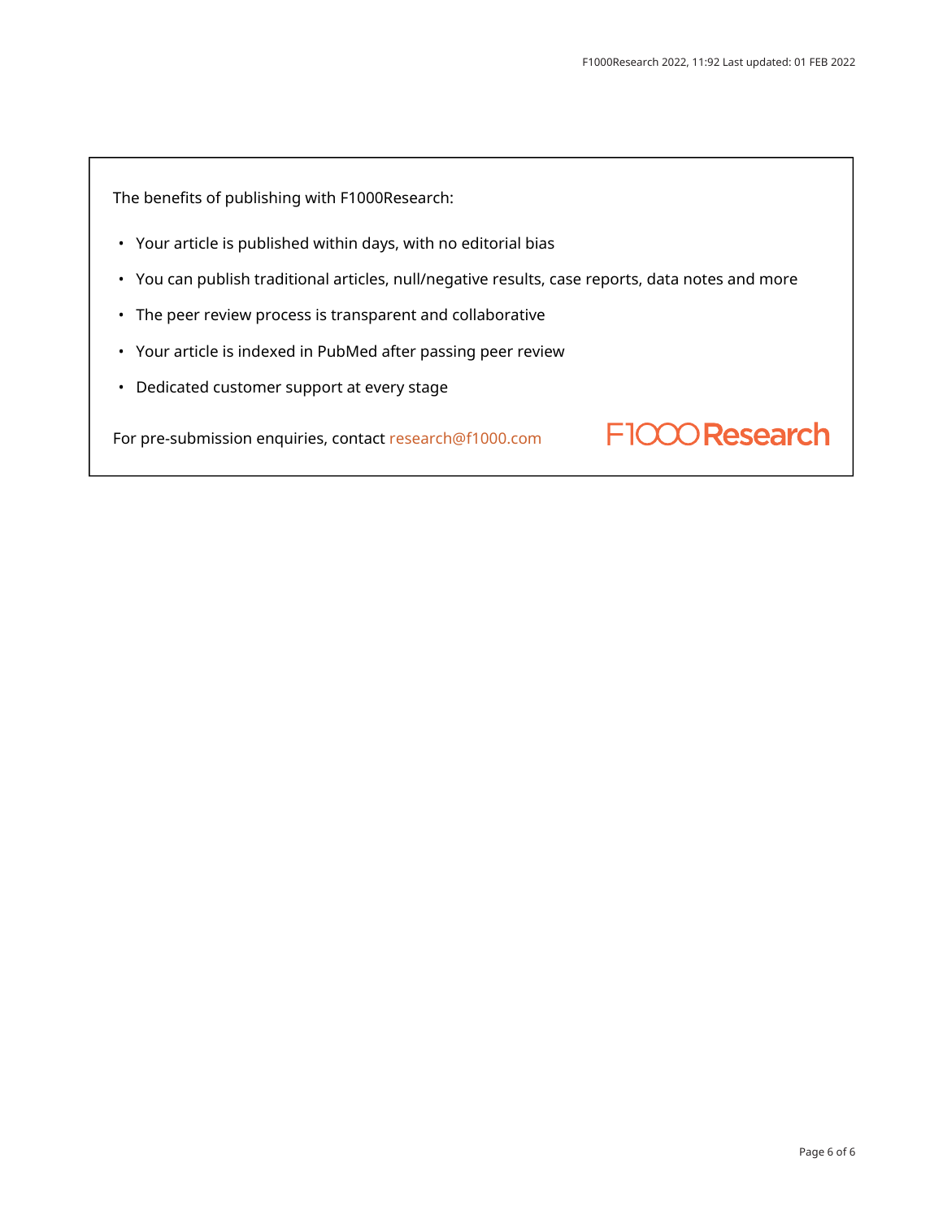The benefits of publishing with F1000Research:

- Your article is published within days, with no editorial bias
- You can publish traditional articles, null/negative results, case reports, data notes and more
- The peer review process is transparent and collaborative
- Your article is indexed in PubMed after passing peer review
- Dedicated customer support at every stage

For pre-submission enquiries, contact research@f1000.com

F1000Research